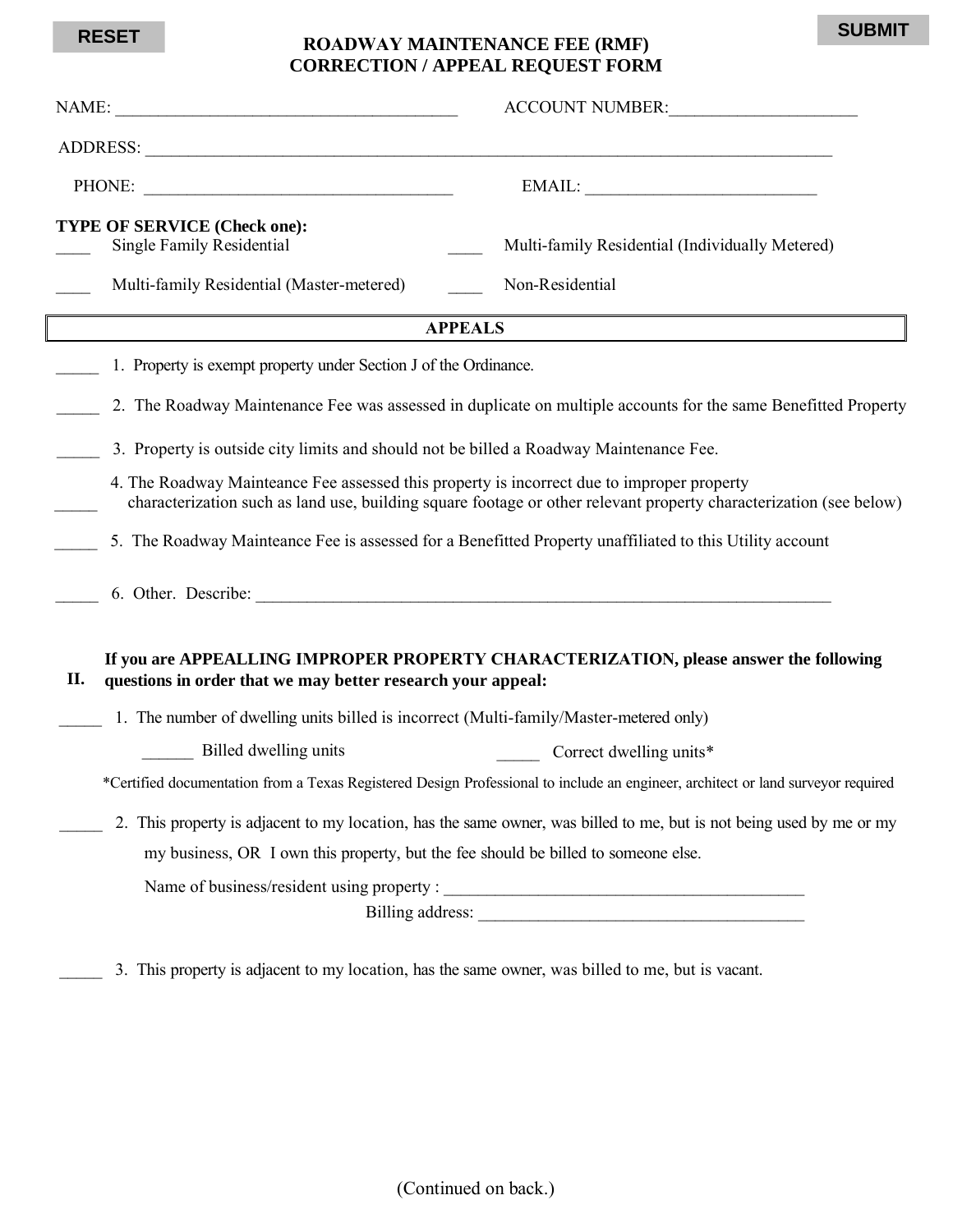RESET

SUBMIT

# ROADWAY MAINTENANCE FEE (RMF) CORRECTION / APPEAL REQUEST FORM

NAME: _______________________________________ ACCOUNT NUMBER:______________________

ADDRESS: ____________________________________________________________________________________

PHONE: ____________________________________ EMAIL: ___________________________

**TYPE OF SERVICE (Check one):**

____ Single Family Residential ____ Multi-family Residential (Individually Metered)

____ Multi-family Residential (Master-metered) ____ Non-Residential

## APPEALS

_____ 1. Property is exempt property under Section J of the Ordinance.

_____ 2. The Roadway Maintenance Fee was assessed in duplicate on multiple accounts for the same Benefitted Property

_____ 3. Property is outside city limits and should not be billed a Roadway Maintenance Fee.

_____ 4. The Roadway Mainteance Fee assessed this property is incorrect due to improper property characterization such as land use, building square footage or other relevant property characterization (see below)

_____ 5. The Roadway Mainteance Fee is assessed for a Benefitted Property unaffiliated to this Utility account

_____ 6. Other. Describe: ________________________________________________________________________

**II. If you are APPEALLING IMPROPER PROPERTY CHARACTERIZATION, please answer the following questions in order that we may better research your appeal:**

_____ 1. The number of dwelling units billed is incorrect (Multi-family/Master-metered only)

______ Billed dwelling units _____ Correct dwelling units*

*Certified documentation from a Texas Registered Design Professional to include an engineer, architect or land surveyor required

_____ 2. This property is adjacent to my location, has the same owner, was billed to me, but is not being used by me or my my business, OR I own this property, but the fee should be billed to someone else.

Name of business/resident using property : ___________________________________________

Billing address: _______________________________________

_____ 3. This property is adjacent to my location, has the same owner, was billed to me, but is vacant.

(Continued on back.)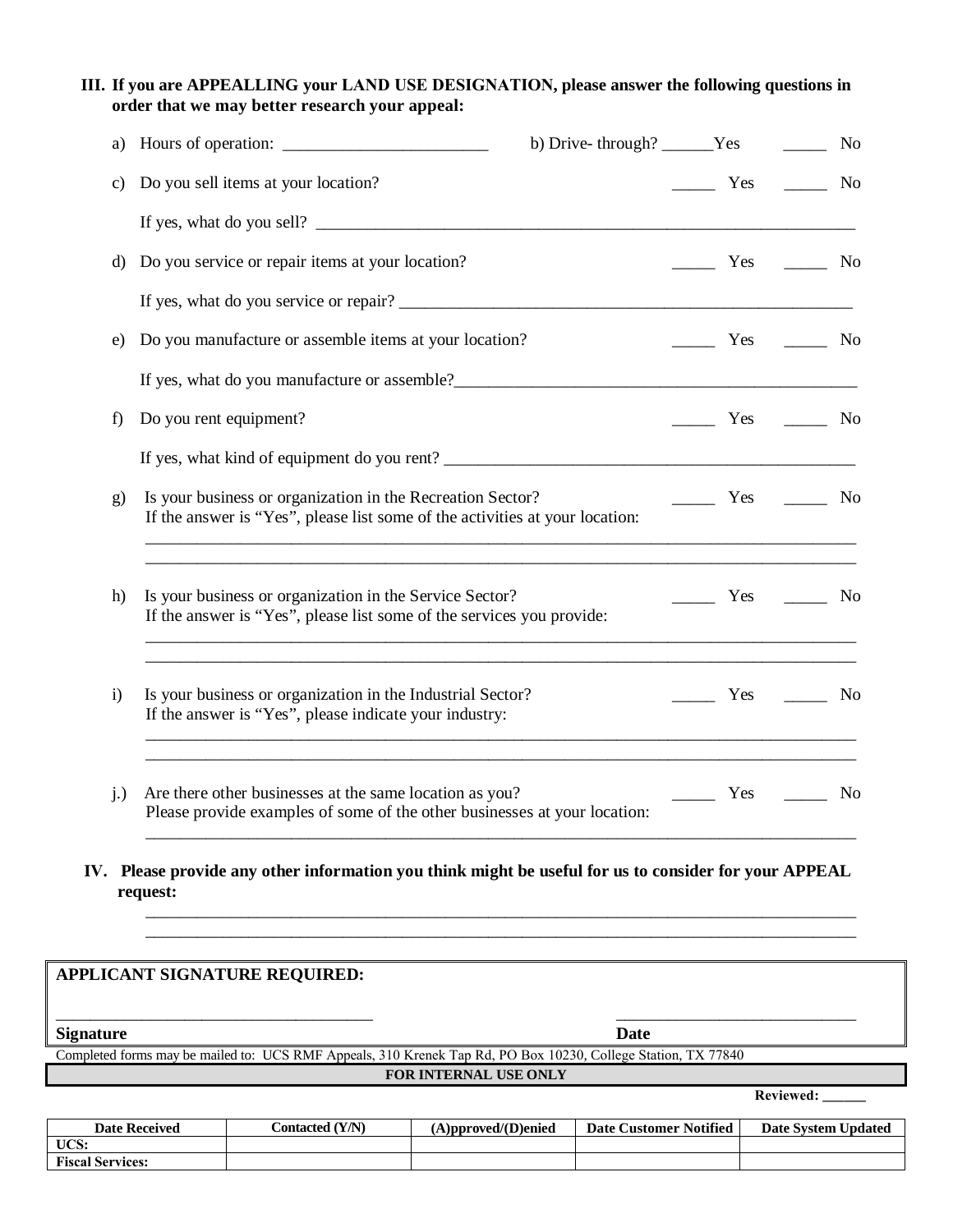**III. If you are APPEALLING your LAND USE DESIGNATION, please answer the following questions in order that we may better research your appeal:**

a) Hours of operation: ________________________ b) Drive- through? ______Yes _____ No

c) Do you sell items at your location? _____ Yes _____ No

If yes, what do you sell? ________________________________________________________________

d) Do you service or repair items at your location? _____ Yes _____ No

If yes, what do you service or repair? ______________________________________________________

e) Do you manufacture or assemble items at your location? _____ Yes _____ No

If yes, what do you manufacture or assemble?________________________________________________

f) Do you rent equipment? _____ Yes _____ No

If yes, what kind of equipment do you rent? _________________________________________________

g) Is your business or organization in the Recreation Sector? _____ Yes _____ No
If the answer is "Yes", please list some of the activities at your location:
____________________________________________________________________________________
____________________________________________________________________________________

h) Is your business or organization in the Service Sector? _____ Yes _____ No
If the answer is "Yes", please list some of the services you provide:
____________________________________________________________________________________
____________________________________________________________________________________

i) Is your business or organization in the Industrial Sector? _____ Yes _____ No
If the answer is "Yes", please indicate your industry:
____________________________________________________________________________________
____________________________________________________________________________________

j.) Are there other businesses at the same location as you? _____ Yes _____ No
Please provide examples of some of the other businesses at your location:
____________________________________________________________________________________

**IV. Please provide any other information you think might be useful for us to consider for your APPEAL request:**

____________________________________________________________________________________
____________________________________________________________________________________

**APPLICANT SIGNATURE REQUIRED:**

_____________________________________ _____________________________

**Signature** **Date**

Completed forms may be mailed to: UCS RMF Appeals, 310 Krenek Tap Rd, PO Box 10230, College Station, TX 77840

**FOR INTERNAL USE ONLY**

**Reviewed: ______**

| Date Received | Contacted (Y/N) | (A)pproved/(D)enied | Date Customer Notified | Date System Updated |
|---|---|---|---|---|
| UCS: | | | | |
| Fiscal Services: | | | | |